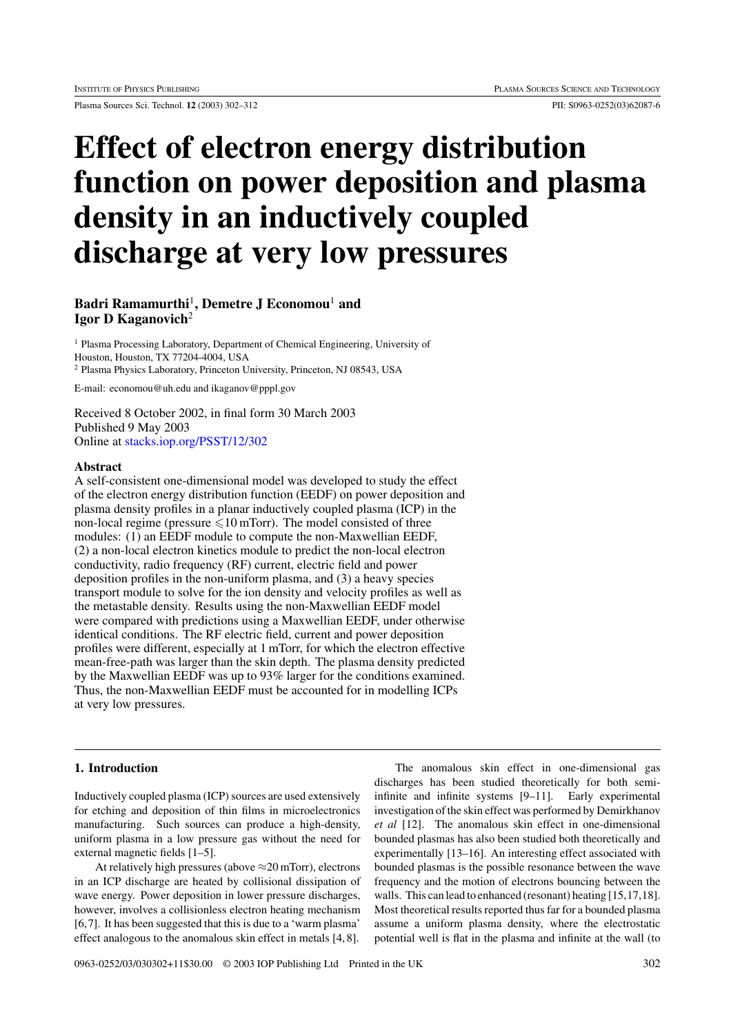# Effect of electron energy distribution function on power deposition and plasma density in an inductively coupled discharge at very low pressures

**Badri Ramamurthi**[1], **Demetre J Economou**[1] **and Igor D Kaganovich**[2]

[1] Plasma Processing Laboratory, Department of Chemical Engineering, University of Houston, Houston, TX 77204-4004, USA

[2] Plasma Physics Laboratory, Princeton University, Princeton, NJ 08543, USA

E-mail: economou@uh.edu and ikaganov@pppl.gov

Received 8 October 2002, in final form 30 March 2003
Published 9 May 2003
Online at stacks.iop.org/PSST/12/302

### Abstract

A self-consistent one-dimensional model was developed to study the effect of the electron energy distribution function (EEDF) on power deposition and plasma density profiles in a planar inductively coupled plasma (ICP) in the non-local regime (pressure $\leqslant$10 mTorr). The model consisted of three modules: (1) an EEDF module to compute the non-Maxwellian EEDF, (2) a non-local electron kinetics module to predict the non-local electron conductivity, radio frequency (RF) current, electric field and power deposition profiles in the non-uniform plasma, and (3) a heavy species transport module to solve for the ion density and velocity profiles as well as the metastable density. Results using the non-Maxwellian EEDF model were compared with predictions using a Maxwellian EEDF, under otherwise identical conditions. The RF electric field, current and power deposition profiles were different, especially at 1 mTorr, for which the electron effective mean-free-path was larger than the skin depth. The plasma density predicted by the Maxwellian EEDF was up to 93% larger for the conditions examined. Thus, the non-Maxwellian EEDF must be accounted for in modelling ICPs at very low pressures.

## 1. Introduction

Inductively coupled plasma (ICP) sources are used extensively for etching and deposition of thin films in microelectronics manufacturing. Such sources can produce a high-density, uniform plasma in a low pressure gas without the need for external magnetic fields [1–5].

At relatively high pressures (above $\approx$20 mTorr), electrons in an ICP discharge are heated by collisional dissipation of wave energy. Power deposition in lower pressure discharges, however, involves a collisionless electron heating mechanism [6, 7]. It has been suggested that this is due to a 'warm plasma' effect analogous to the anomalous skin effect in metals [4, 8].

The anomalous skin effect in one-dimensional gas discharges has been studied theoretically for both semi-infinite and infinite systems [9–11]. Early experimental investigation of the skin effect was performed by Demirkhanov *et al* [12]. The anomalous skin effect in one-dimensional bounded plasmas has also been studied both theoretically and experimentally [13–16]. An interesting effect associated with bounded plasmas is the possible resonance between the wave frequency and the motion of electrons bouncing between the walls. This can lead to enhanced (resonant) heating [15, 17, 18]. Most theoretical results reported thus far for a bounded plasma assume a uniform plasma density, where the electrostatic potential well is flat in the plasma and infinite at the wall (to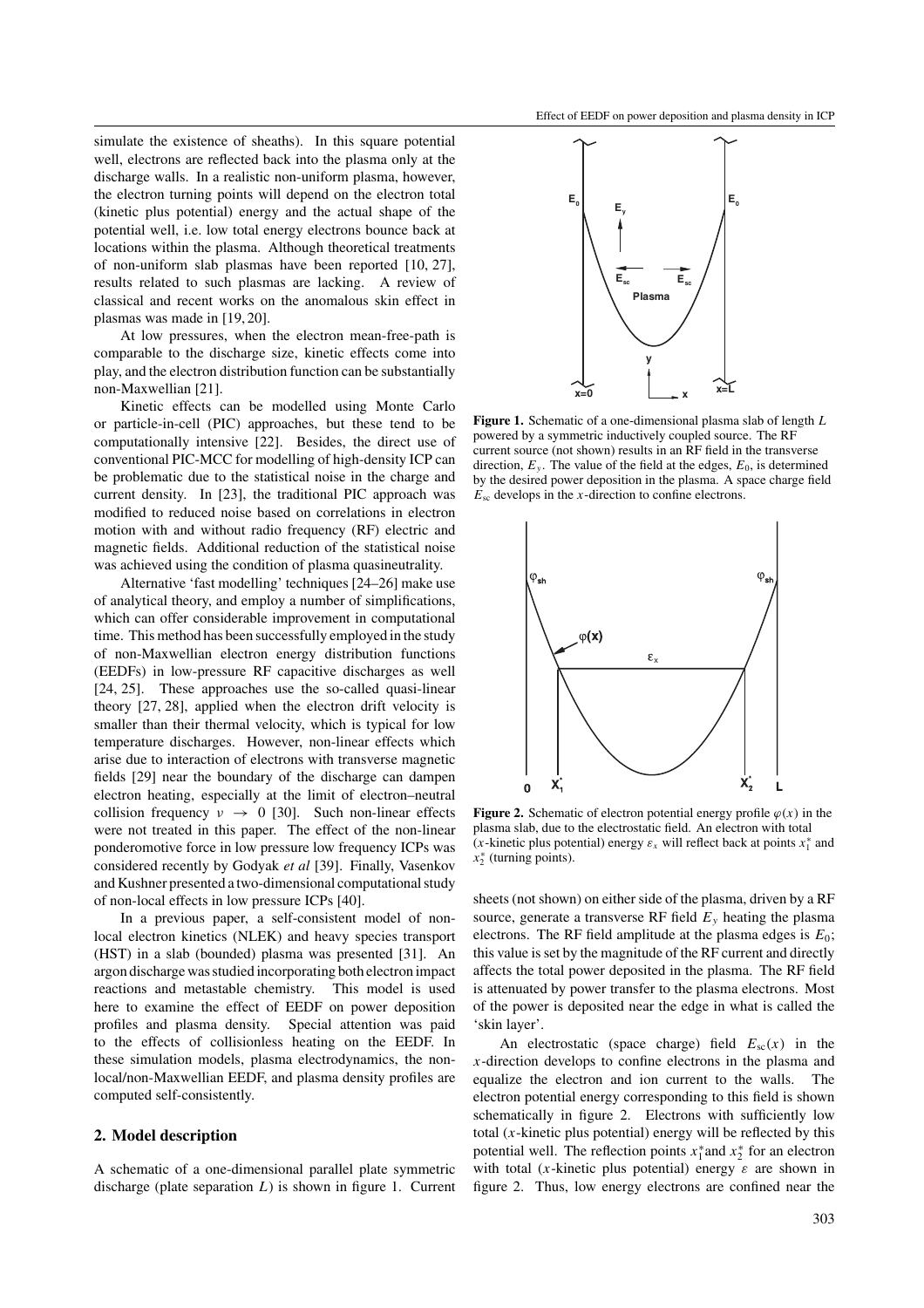simulate the existence of sheaths). In this square potential well, electrons are reflected back into the plasma only at the discharge walls. In a realistic non-uniform plasma, however, the electron turning points will depend on the electron total (kinetic plus potential) energy and the actual shape of the potential well, i.e. low total energy electrons bounce back at locations within the plasma. Although theoretical treatments of non-uniform slab plasmas have been reported [10, 27], results related to such plasmas are lacking. A review of classical and recent works on the anomalous skin effect in plasmas was made in [19, 20].

At low pressures, when the electron mean-free-path is comparable to the discharge size, kinetic effects come into play, and the electron distribution function can be substantially non-Maxwellian [21].

Kinetic effects can be modelled using Monte Carlo or particle-in-cell (PIC) approaches, but these tend to be computationally intensive [22]. Besides, the direct use of conventional PIC-MCC for modelling of high-density ICP can be problematic due to the statistical noise in the charge and current density. In [23], the traditional PIC approach was modified to reduced noise based on correlations in electron motion with and without radio frequency (RF) electric and magnetic fields. Additional reduction of the statistical noise was achieved using the condition of plasma quasineutrality.

Alternative 'fast modelling' techniques [24–26] make use of analytical theory, and employ a number of simplifications, which can offer considerable improvement in computational time. This method has been successfully employed in the study of non-Maxwellian electron energy distribution functions (EEDFs) in low-pressure RF capacitive discharges as well [24, 25]. These approaches use the so-called quasi-linear theory [27, 28], applied when the electron drift velocity is smaller than their thermal velocity, which is typical for low temperature discharges. However, non-linear effects which arise due to interaction of electrons with transverse magnetic fields [29] near the boundary of the discharge can dampen electron heating, especially at the limit of electron–neutral collision frequency $\nu \rightarrow 0$ [30]. Such non-linear effects were not treated in this paper. The effect of the non-linear ponderomotive force in low pressure low frequency ICPs was considered recently by Godyak *et al* [39]. Finally, Vasenkov and Kushner presented a two-dimensional computational study of non-local effects in low pressure ICPs [40].

In a previous paper, a self-consistent model of non-local electron kinetics (NLEK) and heavy species transport (HST) in a slab (bounded) plasma was presented [31]. An argon discharge was studied incorporating both electron impact reactions and metastable chemistry. This model is used here to examine the effect of EEDF on power deposition profiles and plasma density. Special attention was paid to the effects of collisionless heating on the EEDF. In these simulation models, plasma electrodynamics, the non-local/non-Maxwellian EEDF, and plasma density profiles are computed self-consistently.

## 2. Model description

A schematic of a one-dimensional parallel plate symmetric discharge (plate separation $L$) is shown in figure 1. Current sheets (not shown) on either side of the plasma, driven by a RF source, generate a transverse RF field $E_y$ heating the plasma electrons. The RF field amplitude at the plasma edges is $E_0$; this value is set by the magnitude of the RF current and directly affects the total power deposited in the plasma. The RF field is attenuated by power transfer to the plasma electrons. Most of the power is deposited near the edge in what is called the 'skin layer'.

**Figure 1.** Schematic of a one-dimensional plasma slab of length $L$ powered by a symmetric inductively coupled source. The RF current source (not shown) results in an RF field in the transverse direction, $E_y$. The value of the field at the edges, $E_0$, is determined by the desired power deposition in the plasma. A space charge field $E_{sc}$ develops in the $x$-direction to confine electrons.

**Figure 2.** Schematic of electron potential energy profile $\varphi(x)$ in the plasma slab, due to the electrostatic field. An electron with total ($x$-kinetic plus potential) energy $\varepsilon_x$ will reflect back at points $x_1^*$ and $x_2^*$ (turning points).

An electrostatic (space charge) field $E_{sc}(x)$ in the $x$-direction develops to confine electrons in the plasma and equalize the electron and ion current to the walls. The electron potential energy corresponding to this field is shown schematically in figure 2. Electrons with sufficiently low total ($x$-kinetic plus potential) energy will be reflected by this potential well. The reflection points $x_1^*$ and $x_2^*$ for an electron with total ($x$-kinetic plus potential) energy $\varepsilon$ are shown in figure 2. Thus, low energy electrons are confined near the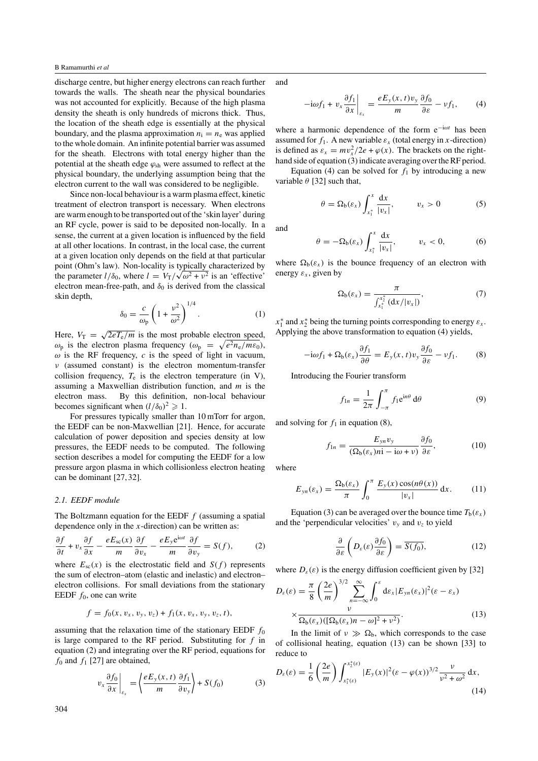discharge centre, but higher energy electrons can reach further towards the walls. The sheath near the physical boundaries was not accounted for explicitly. Because of the high plasma density the sheath is only hundreds of microns thick. Thus, the location of the sheath edge is essentially at the physical boundary, and the plasma approximation $n_i = n_e$ was applied to the whole domain. An infinite potential barrier was assumed for the sheath. Electrons with total energy higher than the potential at the sheath edge $\varphi_{sh}$ were assumed to reflect at the physical boundary, the underlying assumption being that the electron current to the wall was considered to be negligible.

Since non-local behaviour is a warm plasma effect, kinetic treatment of electron transport is necessary. When electrons are warm enough to be transported out of the 'skin layer' during an RF cycle, power is said to be deposited non-locally. In a sense, the current at a given location is influenced by the field at all other locations. In contrast, in the local case, the current at a given location only depends on the field at that particular point (Ohm's law). Non-locality is typically characterized by the parameter $l/\delta_0$, where $l = V_T/\sqrt{\omega^2 + \nu^2}$ is an 'effective' electron mean-free-path, and $\delta_0$ is derived from the classical skin depth,

$$\delta_0 = \frac{c}{\omega_p}\left(1 + \frac{\nu^2}{\omega^2}\right)^{1/4}. \tag{1}$$

Here, $V_T = \sqrt{2eT_e/m}$ is the most probable electron speed, $\omega_p$ is the electron plasma frequency ($\omega_p = \sqrt{e^2 n_e/m\varepsilon_0}$), $\omega$ is the RF frequency, $c$ is the speed of light in vacuum, $\nu$ (assumed constant) is the electron momentum-transfer collision frequency, $T_e$ is the electron temperature (in V), assuming a Maxwellian distribution function, and $m$ is the electron mass. By this definition, non-local behaviour becomes significant when $(l/\delta_0)^2 \geqslant 1$.

For pressures typically smaller than 10 mTorr for argon, the EEDF can be non-Maxwellian [21]. Hence, for accurate calculation of power deposition and species density at low pressures, the EEDF needs to be computed. The following section describes a model for computing the EEDF for a low pressure argon plasma in which collisionless electron heating can be dominant [27, 32].

### 2.1. EEDF module

The Boltzmann equation for the EEDF $f$ (assuming a spatial dependence only in the $x$-direction) can be written as:

$$\frac{\partial f}{\partial t} + v_x\frac{\partial f}{\partial x} - \frac{eE_{sc}(x)}{m}\frac{\partial f}{\partial v_x} - \frac{eE_y e^{i\omega t}}{m}\frac{\partial f}{\partial v_y} = S(f), \tag{2}$$

where $E_{sc}(x)$ is the electrostatic field and $S(f)$ represents the sum of electron–atom (elastic and inelastic) and electron–electron collisions. For small deviations from the stationary EEDF $f_0$, one can write

$$f = f_0(x, v_x, v_y, v_z) + f_1(x, v_x, v_y, v_z, t),$$

assuming that the relaxation time of the stationary EEDF $f_0$ is large compared to the RF period. Substituting for $f$ in equation (2) and integrating over the RF period, equations for $f_0$ and $f_1$ [27] are obtained,

$$v_x\frac{\partial f_0}{\partial x}\bigg|_{\varepsilon_x} = \left\langle \frac{eE_y(x,t)}{m}\frac{\partial f_1}{\partial v_y}\right\rangle + S(f_0) \tag{3}$$

and

$$-i\omega f_1 + v_x\frac{\partial f_1}{\partial x}\bigg|_{\varepsilon_x} = \frac{eE_y(x,t)v_y}{m}\frac{\partial f_0}{\partial \varepsilon} - \nu f_1, \tag{4}$$

where a harmonic dependence of the form $e^{-i\omega t}$ has been assumed for $f_1$. A new variable $\varepsilon_x$ (total energy in $x$-direction) is defined as $\varepsilon_x = mv_x^2/2e + \varphi(x)$. The brackets on the right-hand side of equation (3) indicate averaging over the RF period.

Equation (4) can be solved for $f_1$ by introducing a new variable $\theta$ [32] such that,

$$\theta = \Omega_b(\varepsilon_x)\int_{x_1^*}^{x}\frac{dx}{|v_x|}, \qquad v_x > 0 \tag{5}$$

and

$$\theta = -\Omega_b(\varepsilon_x)\int_{x_1^*}^{x}\frac{dx}{|v_x|}, \qquad v_x < 0, \tag{6}$$

where $\Omega_b(\varepsilon_x)$ is the bounce frequency of an electron with energy $\varepsilon_x$, given by

$$\Omega_b(\varepsilon_x) = \frac{\pi}{\int_{x_1^*}^{x_2^*}(dx/|v_x|)}, \tag{7}$$

$x_1^*$ and $x_2^*$ being the turning points corresponding to energy $\varepsilon_x$. Applying the above transformation to equation (4) yields,

$$-i\omega f_1 + \Omega_b(\varepsilon_x)\frac{\partial f_1}{\partial \theta} = E_y(x,t)v_y\frac{\partial f_0}{\partial \varepsilon} - \nu f_1. \tag{8}$$

Introducing the Fourier transform

$$f_{1n} = \frac{1}{2\pi}\int_{-\pi}^{\pi} f_1 e^{in\theta}\, d\theta \tag{9}$$

and solving for $f_1$ in equation (8),

$$f_{1n} = \frac{E_{yn}v_y}{(\Omega_b(\varepsilon_x)ni - i\omega + \nu)}\frac{\partial f_0}{\partial \varepsilon}, \tag{10}$$

where

$$E_{yn}(\varepsilon_x) = \frac{\Omega_b(\varepsilon_x)}{\pi}\int_0^{\pi}\frac{E_y(x)\cos(n\theta(x))}{|v_x|}\,dx. \tag{11}$$

Equation (3) can be averaged over the bounce time $T_b(\varepsilon_x)$ and the 'perpendicular velocities' $v_y$ and $v_z$ to yield

$$\frac{\partial}{\partial \varepsilon}\left(D_\varepsilon(\varepsilon)\frac{\partial f_0}{\partial \varepsilon}\right) = \overline{S(f_0)}, \tag{12}$$

where $D_\varepsilon(\varepsilon)$ is the energy diffusion coefficient given by [32]

$$D_\varepsilon(\varepsilon) = \frac{\pi}{8}\left(\frac{2e}{m}\right)^{3/2}\sum_{n=-\infty}^{\infty}\int_0^{\varepsilon} d\varepsilon_x |E_{yn}(\varepsilon_x)|^2(\varepsilon - \varepsilon_x) \times \frac{\nu}{\Omega_b(\varepsilon_x)([\Omega_b(\varepsilon_x)n - \omega]^2 + \nu^2)}. \tag{13}$$

In the limit of $\nu \gg \Omega_b$, which corresponds to the case of collisional heating, equation (13) can be shown [33] to reduce to

$$D_\varepsilon(\varepsilon) = \frac{1}{6}\left(\frac{2e}{m}\right)\int_{x_1^*(\varepsilon)}^{x_2^*(\varepsilon)}|E_y(x)|^2(\varepsilon - \varphi(x))^{3/2}\frac{\nu}{\nu^2 + \omega^2}\,dx, \tag{14}$$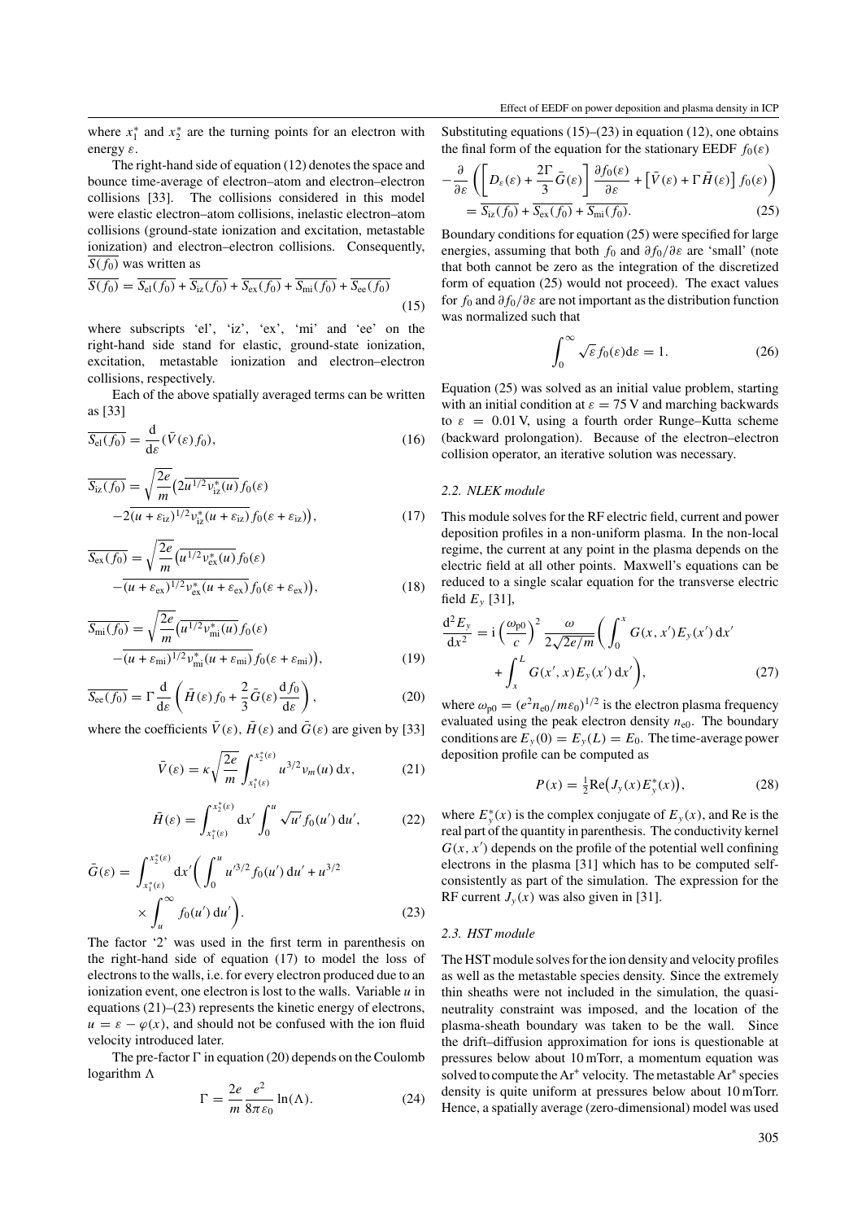where $x_1^*$ and $x_2^*$ are the turning points for an electron with energy $\varepsilon$.

The right-hand side of equation (12) denotes the space and bounce time-average of electron–atom and electron–electron collisions [33]. The collisions considered in this model were elastic electron–atom collisions, inelastic electron–atom collisions (ground-state ionization and excitation, metastable ionization) and electron–electron collisions. Consequently, $\overline{S(f_0)}$ was written as

$$\overline{S(f_0)} = \overline{S_{\rm el}(f_0)} + \overline{S_{\rm iz}(f_0)} + \overline{S_{\rm ex}(f_0)} + \overline{S_{\rm mi}(f_0)} + \overline{S_{\rm ee}(f_0)} \tag{15}$$

where subscripts 'el', 'iz', 'ex', 'mi' and 'ee' on the right-hand side stand for elastic, ground-state ionization, excitation, metastable ionization and electron–electron collisions, respectively.

Each of the above spatially averaged terms can be written as [33]

$$\overline{S_{\rm el}(f_0)} = \frac{\rm d}{{\rm d}\varepsilon}(\bar{V}(\varepsilon) f_0), \tag{16}$$

$$\overline{S_{\rm iz}(f_0)} = \sqrt{\frac{2e}{m}}\big(2\overline{u^{1/2}\nu_{\rm iz}^*(u)} f_0(\varepsilon) - 2\overline{(u+\varepsilon_{\rm iz})^{1/2}\nu_{\rm iz}^*(u+\varepsilon_{\rm iz})} f_0(\varepsilon+\varepsilon_{\rm iz})\big), \tag{17}$$

$$\overline{S_{\rm ex}(f_0)} = \sqrt{\frac{2e}{m}}\big(\overline{u^{1/2}\nu_{\rm ex}^*(u)} f_0(\varepsilon) - \overline{(u+\varepsilon_{\rm ex})^{1/2}\nu_{\rm ex}^*(u+\varepsilon_{\rm ex})} f_0(\varepsilon+\varepsilon_{\rm ex})\big), \tag{18}$$

$$\overline{S_{\rm mi}(f_0)} = \sqrt{\frac{2e}{m}}\big(\overline{u^{1/2}\nu_{\rm mi}^*(u)} f_0(\varepsilon) - \overline{(u+\varepsilon_{\rm mi})^{1/2}\nu_{\rm mi}^*(u+\varepsilon_{\rm mi})} f_0(\varepsilon+\varepsilon_{\rm mi})\big), \tag{19}$$

$$\overline{S_{\rm ee}(f_0)} = \Gamma\frac{\rm d}{{\rm d}\varepsilon}\left(\bar{H}(\varepsilon) f_0 + \frac{2}{3}\bar{G}(\varepsilon)\frac{{\rm d}f_0}{{\rm d}\varepsilon}\right), \tag{20}$$

where the coefficients $\bar{V}(\varepsilon)$, $\bar{H}(\varepsilon)$ and $\bar{G}(\varepsilon)$ are given by [33]

$$\bar{V}(\varepsilon) = \kappa\sqrt{\frac{2e}{m}}\int_{x_1^*(\varepsilon)}^{x_2^*(\varepsilon)} u^{3/2}\nu_m(u)\,{\rm d}x, \tag{21}$$

$$\bar{H}(\varepsilon) = \int_{x_1^*(\varepsilon)}^{x_2^*(\varepsilon)} {\rm d}x' \int_0^u \sqrt{u'} f_0(u')\,{\rm d}u', \tag{22}$$

$$\bar{G}(\varepsilon) = \int_{x_1^*(\varepsilon)}^{x_2^*(\varepsilon)} {\rm d}x' \left(\int_0^u u'^{3/2} f_0(u')\,{\rm d}u' + u^{3/2}\times\int_u^\infty f_0(u')\,{\rm d}u'\right). \tag{23}$$

The factor '2' was used in the first term in parenthesis on the right-hand side of equation (17) to model the loss of electrons to the walls, i.e. for every electron produced due to an ionization event, one electron is lost to the walls. Variable $u$ in equations (21)–(23) represents the kinetic energy of electrons, $u = \varepsilon - \varphi(x)$, and should not be confused with the ion fluid velocity introduced later.

The pre-factor $\Gamma$ in equation (20) depends on the Coulomb logarithm $\Lambda$

$$\Gamma = \frac{2e}{m}\frac{e^2}{8\pi\varepsilon_0}\ln(\Lambda). \tag{24}$$

Substituting equations (15)–(23) in equation (12), one obtains the final form of the equation for the stationary EEDF $f_0(\varepsilon)$

$$-\frac{\partial}{\partial\varepsilon}\left(\left[D_\varepsilon(\varepsilon) + \frac{2\Gamma}{3}\bar{G}(\varepsilon)\right]\frac{\partial f_0(\varepsilon)}{\partial\varepsilon} + \left[\bar{V}(\varepsilon) + \Gamma\bar{H}(\varepsilon)\right] f_0(\varepsilon)\right) = \overline{S_{\rm iz}(f_0)} + \overline{S_{\rm ex}(f_0)} + \overline{S_{\rm mi}(f_0)}. \tag{25}$$

Boundary conditions for equation (25) were specified for large energies, assuming that both $f_0$ and $\partial f_0/\partial\varepsilon$ are 'small' (note that both cannot be zero as the integration of the discretized form of equation (25) would not proceed). The exact values for $f_0$ and $\partial f_0/\partial\varepsilon$ are not important as the distribution function was normalized such that

$$\int_0^\infty \sqrt{\varepsilon} f_0(\varepsilon){\rm d}\varepsilon = 1. \tag{26}$$

Equation (25) was solved as an initial value problem, starting with an initial condition at $\varepsilon = 75$ V and marching backwards to $\varepsilon = 0.01$ V, using a fourth order Runge–Kutta scheme (backward prolongation). Because of the electron–electron collision operator, an iterative solution was necessary.

### 2.2. NLEK module

This module solves for the RF electric field, current and power deposition profiles in a non-uniform plasma. In the non-local regime, the current at any point in the plasma depends on the electric field at all other points. Maxwell's equations can be reduced to a single scalar equation for the transverse electric field $E_y$ [31],

$$\frac{{\rm d}^2 E_y}{{\rm d}x^2} = {\rm i}\left(\frac{\omega_{\rm p0}}{c}\right)^2 \frac{\omega}{2\sqrt{2e/m}}\left(\int_0^x G(x,x')E_y(x')\,{\rm d}x' + \int_x^L G(x',x)E_y(x')\,{\rm d}x'\right), \tag{27}$$

where $\omega_{\rm p0} = (e^2 n_{\rm e0}/m\varepsilon_0)^{1/2}$ is the electron plasma frequency evaluated using the peak electron density $n_{\rm e0}$. The boundary conditions are $E_y(0) = E_y(L) = E_0$. The time-average power deposition profile can be computed as

$$P(x) = \tfrac{1}{2}{\rm Re}\big(J_y(x)E_y^*(x)\big), \tag{28}$$

where $E_y^*(x)$ is the complex conjugate of $E_y(x)$, and Re is the real part of the quantity in parenthesis. The conductivity kernel $G(x, x')$ depends on the profile of the potential well confining electrons in the plasma [31] which has to be computed self-consistently as part of the simulation. The expression for the RF current $J_y(x)$ was also given in [31].

### 2.3. HST module

The HST module solves for the ion density and velocity profiles as well as the metastable species density. Since the extremely thin sheaths were not included in the simulation, the quasi-neutrality constraint was imposed, and the location of the plasma-sheath boundary was taken to be the wall. Since the drift–diffusion approximation for ions is questionable at pressures below about 10 mTorr, a momentum equation was solved to compute the $Ar^+$ velocity. The metastable $Ar^*$ species density is quite uniform at pressures below about 10 mTorr. Hence, a spatially average (zero-dimensional) model was used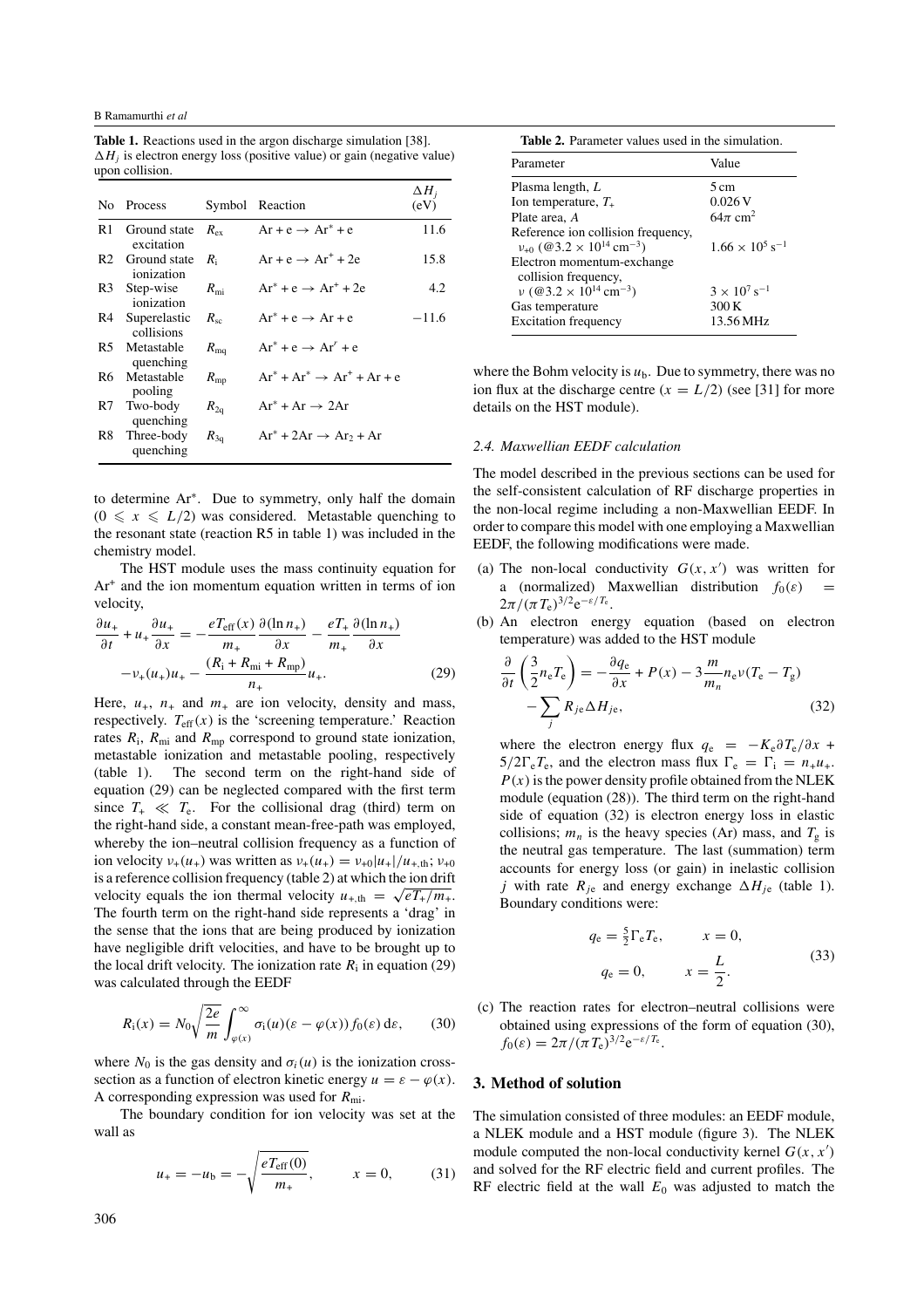**Table 1.** Reactions used in the argon discharge simulation [38]. $\Delta H_j$ is electron energy loss (positive value) or gain (negative value) upon collision.

| No | Process | Symbol | Reaction | $\Delta H_j$ (eV) |
|---|---|---|---|---|
| R1 | Ground state excitation | $R_{ex}$ | $Ar + e \rightarrow Ar^* + e$ | 11.6 |
| R2 | Ground state ionization | $R_i$ | $Ar + e \rightarrow Ar^+ + 2e$ | 15.8 |
| R3 | Step-wise ionization | $R_{mi}$ | $Ar^* + e \rightarrow Ar^+ + 2e$ | 4.2 |
| R4 | Superelastic collisions | $R_{sc}$ | $Ar^* + e \rightarrow Ar + e$ | −11.6 |
| R5 | Metastable quenching | $R_{mq}$ | $Ar^* + e \rightarrow Ar^{r} + e$ | |
| R6 | Metastable pooling | $R_{mp}$ | $Ar^* + Ar^* \rightarrow Ar^+ + Ar + e$ | |
| R7 | Two-body quenching | $R_{2q}$ | $Ar^* + Ar \rightarrow 2Ar$ | |
| R8 | Three-body quenching | $R_{3q}$ | $Ar^* + 2Ar \rightarrow Ar_2 + Ar$ | |

to determine $Ar^*$. Due to symmetry, only half the domain ($0 \leqslant x \leqslant L/2$) was considered. Metastable quenching to the resonant state (reaction R5 in table 1) was included in the chemistry model.

The HST module uses the mass continuity equation for $Ar^+$ and the ion momentum equation written in terms of ion velocity,

$$\frac{\partial u_+}{\partial t} + u_+\frac{\partial u_+}{\partial x} = -\frac{eT_{\mathrm{eff}}(x)}{m_+}\frac{\partial(\ln n_+)}{\partial x} - \frac{eT_+}{m_+}\frac{\partial(\ln n_+)}{\partial x} - \nu_+(u_+)u_+ - \frac{(R_i + R_{mi} + R_{mp})}{n_+}u_+. \qquad (29)$$

Here, $u_+$, $n_+$ and $m_+$ are ion velocity, density and mass, respectively. $T_{\mathrm{eff}}(x)$ is the 'screening temperature.' Reaction rates $R_i$, $R_{mi}$ and $R_{mp}$ correspond to ground state ionization, metastable ionization and metastable pooling, respectively (table 1). The second term on the right-hand side of equation (29) can be neglected compared with the first term since $T_+ \ll T_e$. For the collisional drag (third) term on the right-hand side, a constant mean-free-path was employed, whereby the ion–neutral collision frequency as a function of ion velocity $\nu_+(u_+)$ was written as $\nu_+(u_+) = \nu_{+0}|u_+|/u_{+,\mathrm{th}}$; $\nu_{+0}$ is a reference collision frequency (table 2) at which the ion drift velocity equals the ion thermal velocity $u_{+,\mathrm{th}} = \sqrt{eT_+/m_+}$. The fourth term on the right-hand side represents a 'drag' in the sense that the ions that are being produced by ionization have negligible drift velocities, and have to be brought up to the local drift velocity. The ionization rate $R_i$ in equation (29) was calculated through the EEDF

$$R_i(x) = N_0\sqrt{\frac{2e}{m}}\int_{\varphi(x)}^{\infty}\sigma_i(u)(\varepsilon - \varphi(x))f_0(\varepsilon)\,\mathrm{d}\varepsilon, \qquad (30)$$

where $N_0$ is the gas density and $\sigma_i(u)$ is the ionization cross-section as a function of electron kinetic energy $u = \varepsilon - \varphi(x)$. A corresponding expression was used for $R_{mi}$.

The boundary condition for ion velocity was set at the wall as

$$u_+ = -u_b = -\sqrt{\frac{eT_{\mathrm{eff}}(0)}{m_+}}, \qquad x = 0, \qquad (31)$$

**Table 2.** Parameter values used in the simulation.

| Parameter | Value |
|---|---|
| Plasma length, $L$ | 5 cm |
| Ion temperature, $T_+$ | 0.026 V |
| Plate area, $A$ | $64\pi$ cm$^2$ |
| Reference ion collision frequency, $\nu_{+0}$ (@$3.2 \times 10^{14}$ cm$^{-3}$) | $1.66 \times 10^5$ s$^{-1}$ |
| Electron momentum-exchange collision frequency, $\nu$ (@$3.2 \times 10^{14}$ cm$^{-3}$) | $3 \times 10^7$ s$^{-1}$ |
| Gas temperature | 300 K |
| Excitation frequency | 13.56 MHz |

where the Bohm velocity is $u_b$. Due to symmetry, there was no ion flux at the discharge centre ($x = L/2$) (see [31] for more details on the HST module).

### 2.4. Maxwellian EEDF calculation

The model described in the previous sections can be used for the self-consistent calculation of RF discharge properties in the non-local regime including a non-Maxwellian EEDF. In order to compare this model with one employing a Maxwellian EEDF, the following modifications were made.

(a) The non-local conductivity $G(x, x')$ was written for a (normalized) Maxwellian distribution $f_0(\varepsilon) = 2\pi/(\pi T_e)^{3/2}\mathrm{e}^{-\varepsilon/T_e}$.

(b) An electron energy equation (based on electron temperature) was added to the HST module

$$\frac{\partial}{\partial t}\left(\frac{3}{2}n_e T_e\right) = -\frac{\partial q_e}{\partial x} + P(x) - 3\frac{m}{m_n}n_e\nu(T_e - T_g) - \sum_j R_{je}\Delta H_{je}, \qquad (32)$$

where the electron energy flux $q_e = -K_e\partial T_e/\partial x + 5/2\Gamma_e T_e$, and the electron mass flux $\Gamma_e = \Gamma_i = n_+u_+$. $P(x)$ is the power density profile obtained from the NLEK module (equation (28)). The third term on the right-hand side of equation (32) is electron energy loss in elastic collisions; $m_n$ is the heavy species (Ar) mass, and $T_g$ is the neutral gas temperature. The last (summation) term accounts for energy loss (or gain) in inelastic collision $j$ with rate $R_{je}$ and energy exchange $\Delta H_{je}$ (table 1). Boundary conditions were:

$$q_e = \tfrac{5}{2}\Gamma_e T_e, \qquad x = 0,$$
$$q_e = 0, \qquad x = \frac{L}{2}. \qquad (33)$$

(c) The reaction rates for electron–neutral collisions were obtained using expressions of the form of equation (30), $f_0(\varepsilon) = 2\pi/(\pi T_e)^{3/2}\mathrm{e}^{-\varepsilon/T_e}$.

## 3. Method of solution

The simulation consisted of three modules: an EEDF module, a NLEK module and a HST module (figure 3). The NLEK module computed the non-local conductivity kernel $G(x, x')$ and solved for the RF electric field and current profiles. The RF electric field at the wall $E_0$ was adjusted to match the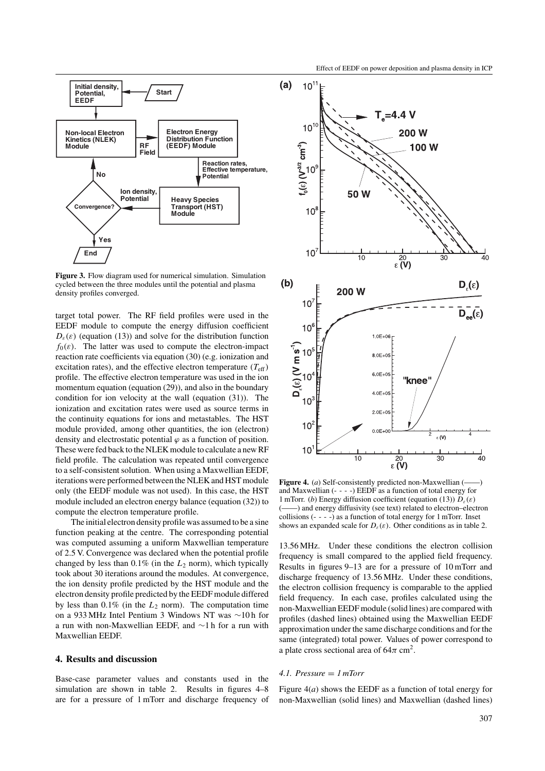Initial density, Potential, EEDF

Start

Non-local Electron Kinetics (NLEK) Module

RF Field

Electron Energy Distribution Function (EEDF) Module

Reaction rates, Effective temperature, Potential

No

Ion density, Potential

Convergence?

Heavy Species Transport (HST) Module

Yes

End

**Figure 3.** Flow diagram used for numerical simulation. Simulation cycled between the three modules until the potential and plasma density profiles converged.

target total power. The RF field profiles were used in the EEDF module to compute the energy diffusion coefficient $D_\varepsilon(\varepsilon)$ (equation (13)) and solve for the distribution function $f_0(\varepsilon)$. The latter was used to compute the electron-impact reaction rate coefficients via equation (30) (e.g. ionization and excitation rates), and the effective electron temperature ($T_{\text{eff}}$) profile. The effective electron temperature was used in the ion momentum equation (equation (29)), and also in the boundary condition for ion velocity at the wall (equation (31)). The ionization and excitation rates were used as source terms in the continuity equations for ions and metastables. The HST module provided, among other quantities, the ion (electron) density and electrostatic potential $\varphi$ as a function of position. These were fed back to the NLEK module to calculate a new RF field profile. The calculation was repeated until convergence to a self-consistent solution. When using a Maxwellian EEDF, iterations were performed between the NLEK and HST module only (the EEDF module was not used). In this case, the HST module included an electron energy balance (equation (32)) to compute the electron temperature profile.

The initial electron density profile was assumed to be a sine function peaking at the centre. The corresponding potential was computed assuming a uniform Maxwellian temperature of 2.5 V. Convergence was declared when the potential profile changed by less than 0.1% (in the $L_2$ norm), which typically took about 30 iterations around the modules. At convergence, the ion density profile predicted by the HST module and the electron density profile predicted by the EEDF module differed by less than 0.1% (in the $L_2$ norm). The computation time on a 933 MHz Intel Pentium 3 Windows NT was $\sim$10 h for a run with non-Maxwellian EEDF, and $\sim$1 h for a run with Maxwellian EEDF.

## 4. Results and discussion

Base-case parameter values and constants used in the simulation are shown in table 2. Results in figures 4–8 are for a pressure of 1 mTorr and discharge frequency of 13.56 MHz. Under these conditions the electron collision frequency is small compared to the applied field frequency. Results in figures 9–13 are for a pressure of 10 mTorr and discharge frequency of 13.56 MHz. Under these conditions, the electron collision frequency is comparable to the applied field frequency. In each case, profiles calculated using the non-Maxwellian EEDF module (solid lines) are compared with profiles (dashed lines) obtained using the Maxwellian EEDF approximation under the same discharge conditions and for the same (integrated) total power. Values of power correspond to a plate cross sectional area of $64\pi$ cm$^2$.

(a)

$T_e$=4.4 V

200 W

100 W

50 W

$f_0(\varepsilon)$ (V$^{-3/2}$ cm$^{-3}$)

ε (V)

(b)

200 W

$D_\varepsilon(\varepsilon)$

$D_{ee}(\varepsilon)$

$D_\varepsilon(\varepsilon)$ (V m s$^{-1}$)

"knee"

ε (V)

**Figure 4.** (a) Self-consistently predicted non-Maxwellian (——) and Maxwellian (- - - -) EEDF as a function of total energy for 1 mTorr. (b) Energy diffusion coefficient (equation (13)) $D_\varepsilon(\varepsilon)$ (——) and energy diffusivity (see text) related to electron–electron collisions (- - - -) as a function of total energy for 1 mTorr. Inset shows an expanded scale for $D_\varepsilon(\varepsilon)$. Other conditions as in table 2.

### 4.1. Pressure = 1 mTorr

Figure 4(a) shows the EEDF as a function of total energy for non-Maxwellian (solid lines) and Maxwellian (dashed lines)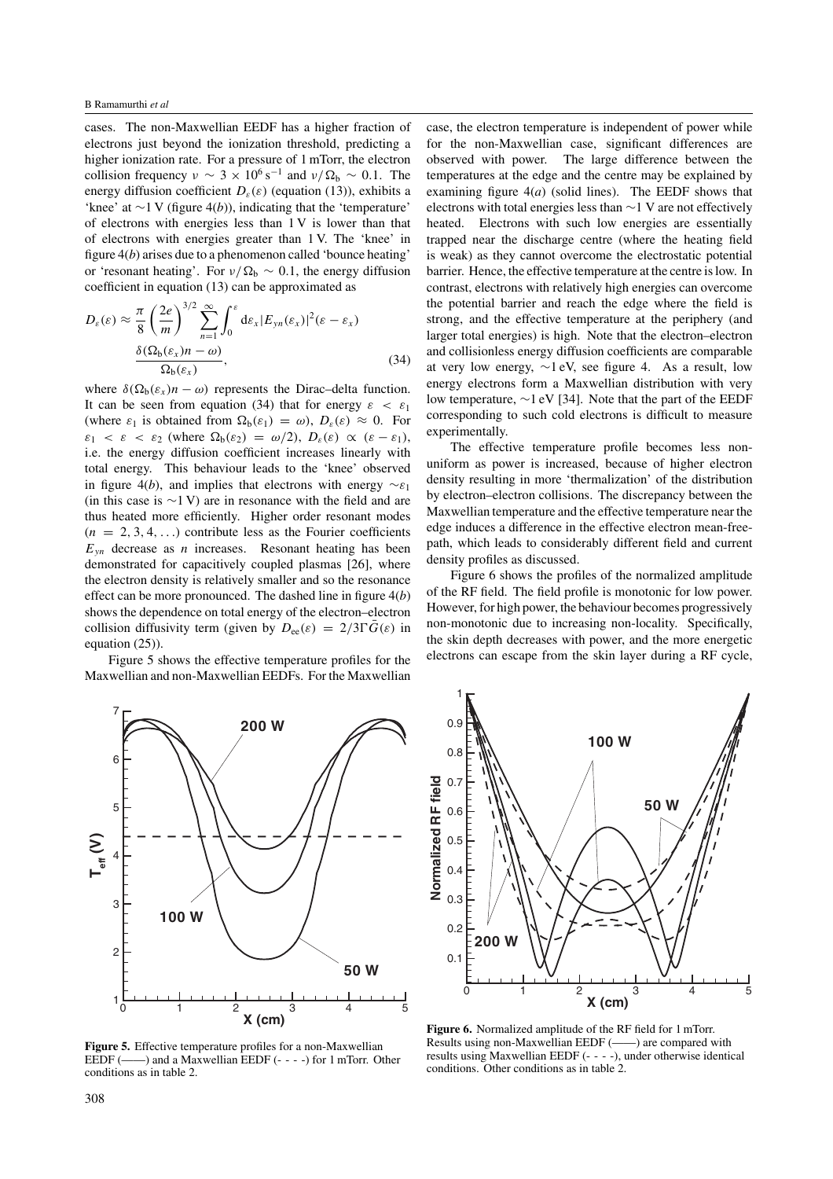cases. The non-Maxwellian EEDF has a higher fraction of electrons just beyond the ionization threshold, predicting a higher ionization rate. For a pressure of 1 mTorr, the electron collision frequency $\nu \sim 3 \times 10^6\,\text{s}^{-1}$ and $\nu/\Omega_b \sim 0.1$. The energy diffusion coefficient $D_\varepsilon(\varepsilon)$ (equation (13)), exhibits a 'knee' at ∼1 V (figure 4(*b*)), indicating that the 'temperature' of electrons with energies less than 1 V is lower than that of electrons with energies greater than 1 V. The 'knee' in figure 4(*b*) arises due to a phenomenon called 'bounce heating' or 'resonant heating'. For $\nu/\Omega_b \sim 0.1$, the energy diffusion coefficient in equation (13) can be approximated as

$$D_\varepsilon(\varepsilon) \approx \frac{\pi}{8}\left(\frac{2e}{m}\right)^{3/2} \sum_{n=1}^{\infty} \int_0^{\varepsilon} d\varepsilon_x |E_{yn}(\varepsilon_x)|^2 (\varepsilon - \varepsilon_x) \frac{\delta(\Omega_b(\varepsilon_x)n - \omega)}{\Omega_b(\varepsilon_x)}, \tag{34}$$

where $\delta(\Omega_b(\varepsilon_x)n - \omega)$ represents the Dirac–delta function. It can be seen from equation (34) that for energy $\varepsilon < \varepsilon_1$ (where $\varepsilon_1$ is obtained from $\Omega_b(\varepsilon_1) = \omega$), $D_\varepsilon(\varepsilon) \approx 0$. For $\varepsilon_1 < \varepsilon < \varepsilon_2$ (where $\Omega_b(\varepsilon_2) = \omega/2$), $D_\varepsilon(\varepsilon) \propto (\varepsilon - \varepsilon_1)$, i.e. the energy diffusion coefficient increases linearly with total energy. This behaviour leads to the 'knee' observed in figure 4(*b*), and implies that electrons with energy $\sim\varepsilon_1$ (in this case is ∼1 V) are in resonance with the field and are thus heated more efficiently. Higher order resonant modes ($n = 2, 3, 4, \ldots$) contribute less as the Fourier coefficients $E_{yn}$ decrease as $n$ increases. Resonant heating has been demonstrated for capacitively coupled plasmas [26], where the electron density is relatively smaller and so the resonance effect can be more pronounced. The dashed line in figure 4(*b*) shows the dependence on total energy of the electron–electron collision diffusivity term (given by $D_{ee}(\varepsilon) = 2/3\Gamma\bar{G}(\varepsilon)$ in equation (25)).

Figure 5 shows the effective temperature profiles for the Maxwellian and non-Maxwellian EEDFs. For the Maxwellian case, the electron temperature is independent of power while for the non-Maxwellian case, significant differences are observed with power. The large difference between the temperatures at the edge and the centre may be explained by examining figure 4(*a*) (solid lines). The EEDF shows that electrons with total energies less than ∼1 V are not effectively heated. Electrons with such low energies are essentially trapped near the discharge centre (where the heating field is weak) as they cannot overcome the electrostatic potential barrier. Hence, the effective temperature at the centre is low. In contrast, electrons with relatively high energies can overcome the potential barrier and reach the edge where the field is strong, and the effective temperature at the periphery (and larger total energies) is high. Note that the electron–electron and collisionless energy diffusion coefficients are comparable at very low energy, ∼1 eV, see figure 4. As a result, low energy electrons form a Maxwellian distribution with very low temperature, ∼1 eV [34]. Note that the part of the EEDF corresponding to such cold electrons is difficult to measure experimentally.

The effective temperature profile becomes less non-uniform as power is increased, because of higher electron density resulting in more 'thermalization' of the distribution by electron–electron collisions. The discrepancy between the Maxwellian temperature and the effective temperature near the edge induces a difference in the effective electron mean-free-path, which leads to considerably different field and current density profiles as discussed.

Figure 6 shows the profiles of the normalized amplitude of the RF field. The field profile is monotonic for low power. However, for high power, the behaviour becomes progressively non-monotonic due to increasing non-locality. Specifically, the skin depth decreases with power, and the more energetic electrons can escape from the skin layer during a RF cycle,

200 W
100 W
50 W
$T_{eff}$ (V)
X (cm)

**Figure 5.** Effective temperature profiles for a non-Maxwellian EEDF (——) and a Maxwellian EEDF (- - - -) for 1 mTorr. Other conditions as in table 2.

100 W
50 W
200 W
Normalized RF field
X (cm)

**Figure 6.** Normalized amplitude of the RF field for 1 mTorr. Results using non-Maxwellian EEDF (——) are compared with results using Maxwellian EEDF (- - - -), under otherwise identical conditions. Other conditions as in table 2.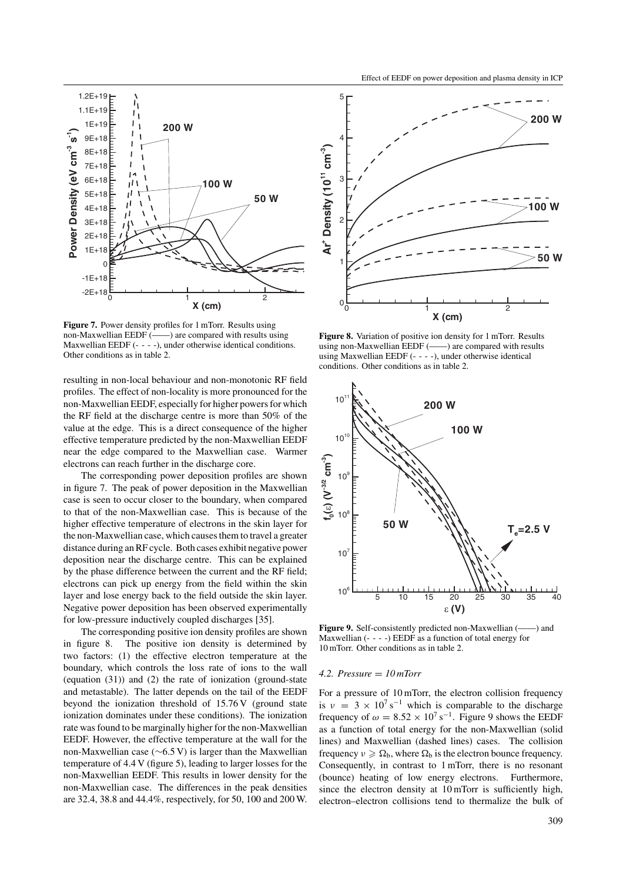1.2E+19
1.1E+19
1E+19
9E+18
8E+18
7E+18
6E+18
5E+18
4E+18
3E+18
2E+18
1E+18
0
-1E+18
-2E+18
Power Density (eV cm$^{-3}$ s$^{-1}$)
200 W
100 W
50 W
0
1
2
X (cm)

**Figure 7.** Power density profiles for 1 mTorr. Results using non-Maxwellian EEDF (——) are compared with results using Maxwellian EEDF (- - - -), under otherwise identical conditions. Other conditions as in table 2.

5
4
3
2
1
0
Ar$^+$ Density (10$^{11}$ cm$^{-3}$)
200 W
100 W
50 W
0
1
2
X (cm)

**Figure 8.** Variation of positive ion density for 1 mTorr. Results using non-Maxwellian EEDF (——) are compared with results using Maxwellian EEDF (- - - -), under otherwise identical conditions. Other conditions as in table 2.

resulting in non-local behaviour and non-monotonic RF field profiles. The effect of non-locality is more pronounced for the non-Maxwellian EEDF, especially for higher powers for which the RF field at the discharge centre is more than 50% of the value at the edge. This is a direct consequence of the higher effective temperature predicted by the non-Maxwellian EEDF near the edge compared to the Maxwellian case. Warmer electrons can reach further in the discharge core.

The corresponding power deposition profiles are shown in figure 7. The peak of power deposition in the Maxwellian case is seen to occur closer to the boundary, when compared to that of the non-Maxwellian case. This is because of the higher effective temperature of electrons in the skin layer for the non-Maxwellian case, which causes them to travel a greater distance during an RF cycle. Both cases exhibit negative power deposition near the discharge centre. This can be explained by the phase difference between the current and the RF field; electrons can pick up energy from the field within the skin layer and lose energy back to the field outside the skin layer. Negative power deposition has been observed experimentally for low-pressure inductively coupled discharges [35].

The corresponding positive ion density profiles are shown in figure 8. The positive ion density is determined by two factors: (1) the effective electron temperature at the boundary, which controls the loss rate of ions to the wall (equation (31)) and (2) the rate of ionization (ground-state and metastable). The latter depends on the tail of the EEDF beyond the ionization threshold of 15.76 V (ground state ionization dominates under these conditions). The ionization rate was found to be marginally higher for the non-Maxwellian EEDF. However, the effective temperature at the wall for the non-Maxwellian case (∼6.5 V) is larger than the Maxwellian temperature of 4.4 V (figure 5), leading to larger losses for the non-Maxwellian EEDF. This results in lower density for the non-Maxwellian case. The differences in the peak densities are 32.4, 38.8 and 44.4%, respectively, for 50, 100 and 200 W.

10$^{11}$
10$^{10}$
10$^{9}$
10$^{8}$
10$^{7}$
10$^{6}$
$f_0(\varepsilon)$ (V$^{-3/2}$ cm$^{-3}$)
200 W
100 W
50 W
$T_e$=2.5 V
5
10
15
20
25
30
35
40
ε (V)

**Figure 9.** Self-consistently predicted non-Maxwellian (——) and Maxwellian (- - - -) EEDF as a function of total energy for 10 mTorr. Other conditions as in table 2.

### 4.2. Pressure = 10 mTorr

For a pressure of 10 mTorr, the electron collision frequency is $\nu = 3 \times 10^7\,\mathrm{s}^{-1}$ which is comparable to the discharge frequency of $\omega = 8.52 \times 10^7\,\mathrm{s}^{-1}$. Figure 9 shows the EEDF as a function of total energy for the non-Maxwellian (solid lines) and Maxwellian (dashed lines) cases. The collision frequency $\nu \geqslant \Omega_b$, where $\Omega_b$ is the electron bounce frequency. Consequently, in contrast to 1 mTorr, there is no resonant (bounce) heating of low energy electrons. Furthermore, since the electron density at 10 mTorr is sufficiently high, electron–electron collisions tend to thermalize the bulk of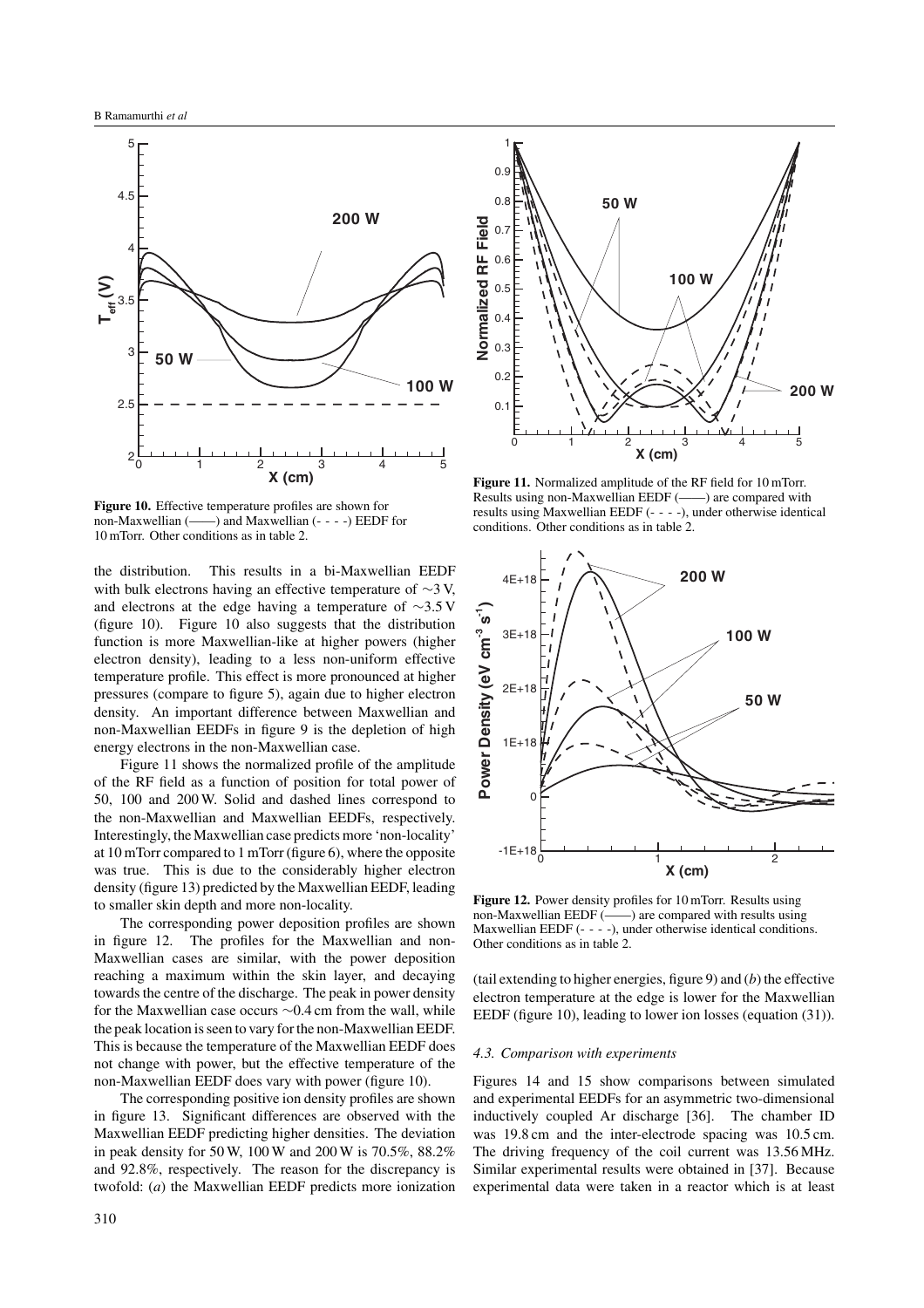5
4.5
4
3.5
3
2.5
2
$T_{eff}$ (V)
0
1
2
3
4
5
X (cm)
200 W
50 W
100 W

**Figure 10.** Effective temperature profiles are shown for non-Maxwellian (——) and Maxwellian (- - - -) EEDF for 10 mTorr. Other conditions as in table 2.

1
0.9
0.8
0.7
0.6
0.5
0.4
0.3
0.2
0.1
Normalized RF Field
0
1
2
3
4
5
X (cm)
50 W
100 W
200 W

**Figure 11.** Normalized amplitude of the RF field for 10 mTorr. Results using non-Maxwellian EEDF (——) are compared with results using Maxwellian EEDF (- - - -), under otherwise identical conditions. Other conditions as in table 2.

the distribution. This results in a bi-Maxwellian EEDF with bulk electrons having an effective temperature of ∼3 V, and electrons at the edge having a temperature of ∼3.5 V (figure 10). Figure 10 also suggests that the distribution function is more Maxwellian-like at higher powers (higher electron density), leading to a less non-uniform effective temperature profile. This effect is more pronounced at higher pressures (compare to figure 5), again due to higher electron density. An important difference between Maxwellian and non-Maxwellian EEDFs in figure 9 is the depletion of high energy electrons in the non-Maxwellian case.

Figure 11 shows the normalized profile of the amplitude of the RF field as a function of position for total power of 50, 100 and 200 W. Solid and dashed lines correspond to the non-Maxwellian and Maxwellian EEDFs, respectively. Interestingly, the Maxwellian case predicts more 'non-locality' at 10 mTorr compared to 1 mTorr (figure 6), where the opposite was true. This is due to the considerably higher electron density (figure 13) predicted by the Maxwellian EEDF, leading to smaller skin depth and more non-locality.

The corresponding power deposition profiles are shown in figure 12. The profiles for the Maxwellian and non-Maxwellian cases are similar, with the power deposition reaching a maximum within the skin layer, and decaying towards the centre of the discharge. The peak in power density for the Maxwellian case occurs ∼0.4 cm from the wall, while the peak location is seen to vary for the non-Maxwellian EEDF. This is because the temperature of the Maxwellian EEDF does not change with power, but the effective temperature of the non-Maxwellian EEDF does vary with power (figure 10).

The corresponding positive ion density profiles are shown in figure 13. Significant differences are observed with the Maxwellian EEDF predicting higher densities. The deviation in peak density for 50 W, 100 W and 200 W is 70.5%, 88.2% and 92.8%, respectively. The reason for the discrepancy is twofold: (*a*) the Maxwellian EEDF predicts more ionization

4E+18
3E+18
2E+18
1E+18
0
-1E+18
Power Density (eV $cm^{-3}$ $s^{-1}$)
0
1
2
X (cm)
200 W
100 W
50 W

**Figure 12.** Power density profiles for 10 mTorr. Results using non-Maxwellian EEDF (——) are compared with results using Maxwellian EEDF (- - - -), under otherwise identical conditions. Other conditions as in table 2.

(tail extending to higher energies, figure 9) and (*b*) the effective electron temperature at the edge is lower for the Maxwellian EEDF (figure 10), leading to lower ion losses (equation (31)).

### *4.3. Comparison with experiments*

Figures 14 and 15 show comparisons between simulated and experimental EEDFs for an asymmetric two-dimensional inductively coupled Ar discharge [36]. The chamber ID was 19.8 cm and the inter-electrode spacing was 10.5 cm. The driving frequency of the coil current was 13.56 MHz. Similar experimental results were obtained in [37]. Because experimental data were taken in a reactor which is at least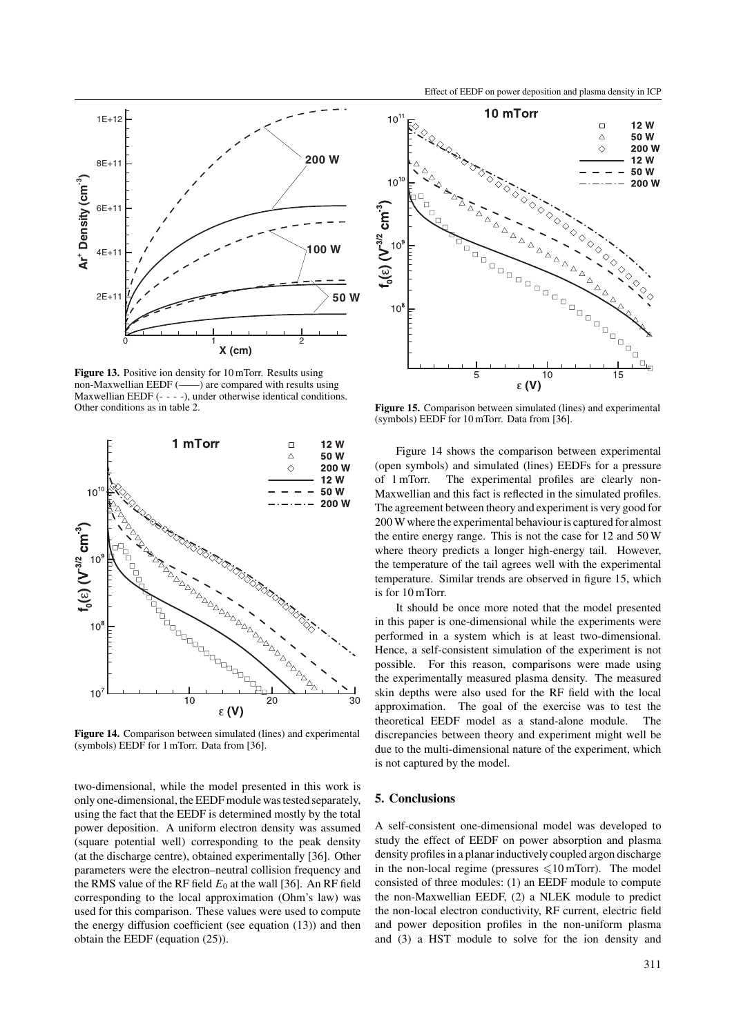1E+12

8E+11

6E+11

4E+11

2E+11

0

Ar$^+$ Density (cm$^{-3}$)

X (cm)

0 1 2

200 W

100 W

50 W

**Figure 13.** Positive ion density for 10 mTorr. Results using non-Maxwellian EEDF (——) are compared with results using Maxwellian EEDF (- - - -), under otherwise identical conditions. Other conditions as in table 2.

1 mTorr

12 W
50 W
200 W
12 W
50 W
200 W

$10^{10}$

$10^{9}$

$10^{8}$

$10^{7}$

$f_0(\varepsilon)$ (V$^{-3/2}$ cm$^{-3}$)

ε (V)

10 20 30

**Figure 14.** Comparison between simulated (lines) and experimental (symbols) EEDF for 1 mTorr. Data from [36].

two-dimensional, while the model presented in this work is only one-dimensional, the EEDF module was tested separately, using the fact that the EEDF is determined mostly by the total power deposition. A uniform electron density was assumed (square potential well) corresponding to the peak density (at the discharge centre), obtained experimentally [36]. Other parameters were the electron–neutral collision frequency and the RMS value of the RF field $E_0$ at the wall [36]. An RF field corresponding to the local approximation (Ohm's law) was used for this comparison. These values were used to compute the energy diffusion coefficient (see equation (13)) and then obtain the EEDF (equation (25)).

10 mTorr

12 W
50 W
200 W
12 W
50 W
200 W

$10^{11}$

$10^{10}$

$10^{9}$

$10^{8}$

$f_0(\varepsilon)$ (V$^{-3/2}$ cm$^{-3}$)

ε (V)

5 10 15

**Figure 15.** Comparison between simulated (lines) and experimental (symbols) EEDF for 10 mTorr. Data from [36].

Figure 14 shows the comparison between experimental (open symbols) and simulated (lines) EEDFs for a pressure of 1 mTorr. The experimental profiles are clearly non-Maxwellian and this fact is reflected in the simulated profiles. The agreement between theory and experiment is very good for 200 W where the experimental behaviour is captured for almost the entire energy range. This is not the case for 12 and 50 W where theory predicts a longer high-energy tail. However, the temperature of the tail agrees well with the experimental temperature. Similar trends are observed in figure 15, which is for 10 mTorr.

It should be once more noted that the model presented in this paper is one-dimensional while the experiments were performed in a system which is at least two-dimensional. Hence, a self-consistent simulation of the experiment is not possible. For this reason, comparisons were made using the experimentally measured plasma density. The measured skin depths were also used for the RF field with the local approximation. The goal of the exercise was to test the theoretical EEDF model as a stand-alone module. The discrepancies between theory and experiment might well be due to the multi-dimensional nature of the experiment, which is not captured by the model.

## 5. Conclusions

A self-consistent one-dimensional model was developed to study the effect of EEDF on power absorption and plasma density profiles in a planar inductively coupled argon discharge in the non-local regime (pressures $\leqslant$10 mTorr). The model consisted of three modules: (1) an EEDF module to compute the non-Maxwellian EEDF, (2) a NLEK module to predict the non-local electron conductivity, RF current, electric field and power deposition profiles in the non-uniform plasma and (3) a HST module to solve for the ion density and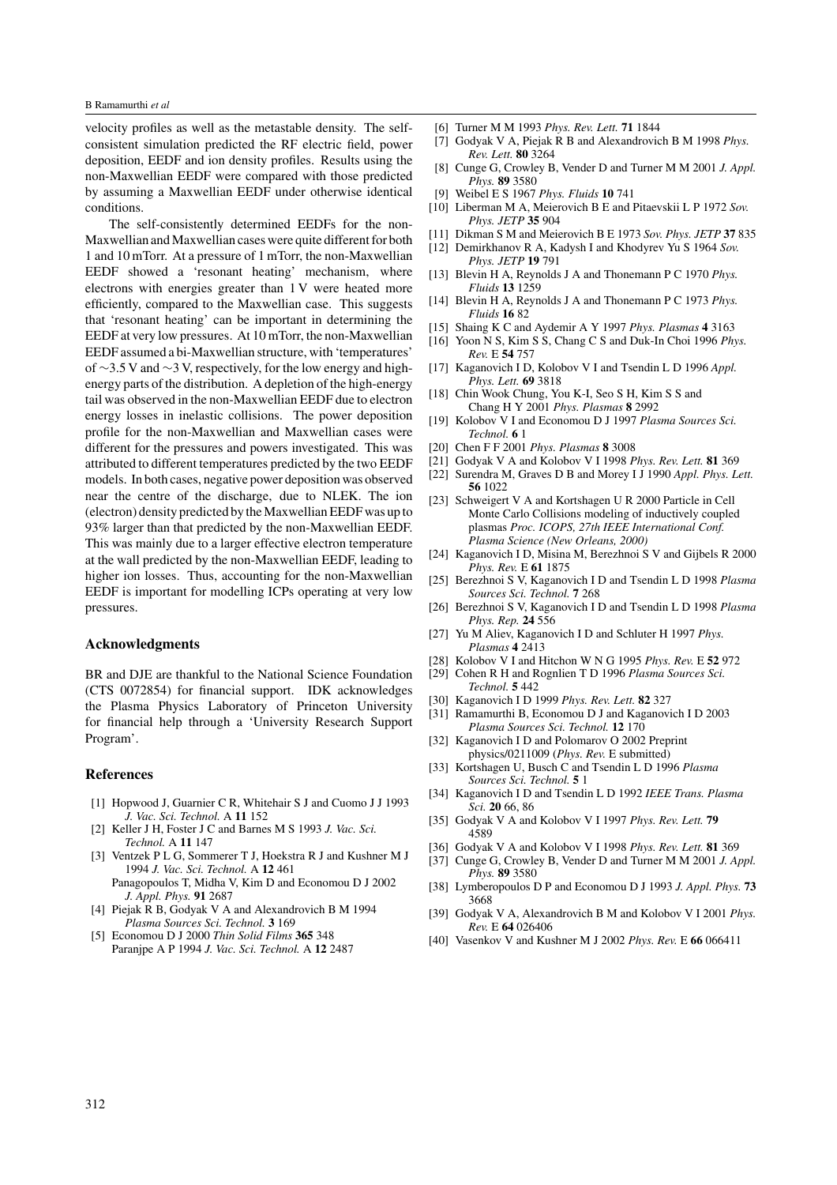velocity profiles as well as the metastable density. The self-consistent simulation predicted the RF electric field, power deposition, EEDF and ion density profiles. Results using the non-Maxwellian EEDF were compared with those predicted by assuming a Maxwellian EEDF under otherwise identical conditions.

The self-consistently determined EEDFs for the non-Maxwellian and Maxwellian cases were quite different for both 1 and 10 mTorr. At a pressure of 1 mTorr, the non-Maxwellian EEDF showed a 'resonant heating' mechanism, where electrons with energies greater than 1 V were heated more efficiently, compared to the Maxwellian case. This suggests that 'resonant heating' can be important in determining the EEDF at very low pressures. At 10 mTorr, the non-Maxwellian EEDF assumed a bi-Maxwellian structure, with 'temperatures' of ∼3.5 V and ∼3 V, respectively, for the low energy and high-energy parts of the distribution. A depletion of the high-energy tail was observed in the non-Maxwellian EEDF due to electron energy losses in inelastic collisions. The power deposition profile for the non-Maxwellian and Maxwellian cases were different for the pressures and powers investigated. This was attributed to different temperatures predicted by the two EEDF models. In both cases, negative power deposition was observed near the centre of the discharge, due to NLEK. The ion (electron) density predicted by the Maxwellian EEDF was up to 93% larger than that predicted by the non-Maxwellian EEDF. This was mainly due to a larger effective electron temperature at the wall predicted by the non-Maxwellian EEDF, leading to higher ion losses. Thus, accounting for the non-Maxwellian EEDF is important for modelling ICPs operating at very low pressures.

## Acknowledgments

BR and DJE are thankful to the National Science Foundation (CTS 0072854) for financial support. IDK acknowledges the Plasma Physics Laboratory of Princeton University for financial help through a 'University Research Support Program'.

## References

[1] Hopwood J, Guarnier C R, Whitehair S J and Cuomo J J 1993 *J. Vac. Sci. Technol.* A **11** 152

[2] Keller J H, Foster J C and Barnes M S 1993 *J. Vac. Sci. Technol.* A **11** 147

[3] Ventzek P L G, Sommerer T J, Hoekstra R J and Kushner M J 1994 *J. Vac. Sci. Technol.* A **12** 461
Panagopoulos T, Midha V, Kim D and Economou D J 2002 *J. Appl. Phys.* **91** 2687

[4] Piejak R B, Godyak V A and Alexandrovich B M 1994 *Plasma Sources Sci. Technol.* **3** 169

[5] Economou D J 2000 *Thin Solid Films* **365** 348
Paranjpe A P 1994 *J. Vac. Sci. Technol.* A **12** 2487

[6] Turner M M 1993 *Phys. Rev. Lett.* **71** 1844

[7] Godyak V A, Piejak R B and Alexandrovich B M 1998 *Phys. Rev. Lett.* **80** 3264

[8] Cunge G, Crowley B, Vender D and Turner M M 2001 *J. Appl. Phys.* **89** 3580

[9] Weibel E S 1967 *Phys. Fluids* **10** 741

[10] Liberman M A, Meierovich B E and Pitaevskii L P 1972 *Sov. Phys. JETP* **35** 904

[11] Dikman S M and Meierovich B E 1973 *Sov. Phys. JETP* **37** 835

[12] Demirkhanov R A, Kadysh I and Khodyrev Yu S 1964 *Sov. Phys. JETP* **19** 791

[13] Blevin H A, Reynolds J A and Thonemann P C 1970 *Phys. Fluids* **13** 1259

[14] Blevin H A, Reynolds J A and Thonemann P C 1973 *Phys. Fluids* **16** 82

[15] Shaing K C and Aydemir A Y 1997 *Phys. Plasmas* **4** 3163

[16] Yoon N S, Kim S S, Chang C S and Duk-In Choi 1996 *Phys. Rev.* E **54** 757

[17] Kaganovich I D, Kolobov V I and Tsendin L D 1996 *Appl. Phys. Lett.* **69** 3818

[18] Chin Wook Chung, You K-I, Seo S H, Kim S S and Chang H Y 2001 *Phys. Plasmas* **8** 2992

[19] Kolobov V I and Economou D J 1997 *Plasma Sources Sci. Technol.* **6** 1

[20] Chen F F 2001 *Phys. Plasmas* **8** 3008

[21] Godyak V A and Kolobov V I 1998 *Phys. Rev. Lett.* **81** 369

[22] Surendra M, Graves D B and Morey I J 1990 *Appl. Phys. Lett.* **56** 1022

[23] Schweigert V A and Kortshagen U R 2000 Particle in Cell Monte Carlo Collisions modeling of inductively coupled plasmas *Proc. ICOPS, 27th IEEE International Conf. Plasma Science (New Orleans, 2000)*

[24] Kaganovich I D, Misina M, Berezhnoi S V and Gijbels R 2000 *Phys. Rev.* E **61** 1875

[25] Berezhnoi S V, Kaganovich I D and Tsendin L D 1998 *Plasma Sources Sci. Technol.* **7** 268

[26] Berezhnoi S V, Kaganovich I D and Tsendin L D 1998 *Plasma Phys. Rep.* **24** 556

[27] Yu M Aliev, Kaganovich I D and Schluter H 1997 *Phys. Plasmas* **4** 2413

[28] Kolobov V I and Hitchon W N G 1995 *Phys. Rev.* E **52** 972

[29] Cohen R H and Rognlien T D 1996 *Plasma Sources Sci. Technol.* **5** 442

[30] Kaganovich I D 1999 *Phys. Rev. Lett.* **82** 327

[31] Ramamurthi B, Economou D J and Kaganovich I D 2003 *Plasma Sources Sci. Technol.* **12** 170

[32] Kaganovich I D and Polomarov O 2002 Preprint physics/0211009 (*Phys. Rev.* E submitted)

[33] Kortshagen U, Busch C and Tsendin L D 1996 *Plasma Sources Sci. Technol.* **5** 1

[34] Kaganovich I D and Tsendin L D 1992 *IEEE Trans. Plasma Sci.* **20** 66, 86

[35] Godyak V A and Kolobov V I 1997 *Phys. Rev. Lett.* **79** 4589

[36] Godyak V A and Kolobov V I 1998 *Phys. Rev. Lett.* **81** 369

[37] Cunge G, Crowley B, Vender D and Turner M M 2001 *J. Appl. Phys.* **89** 3580

[38] Lymberopoulos D P and Economou D J 1993 *J. Appl. Phys.* **73** 3668

[39] Godyak V A, Alexandrovich B M and Kolobov V I 2001 *Phys. Rev.* E **64** 026406

[40] Vasenkov V and Kushner M J 2002 *Phys. Rev.* E **66** 066411